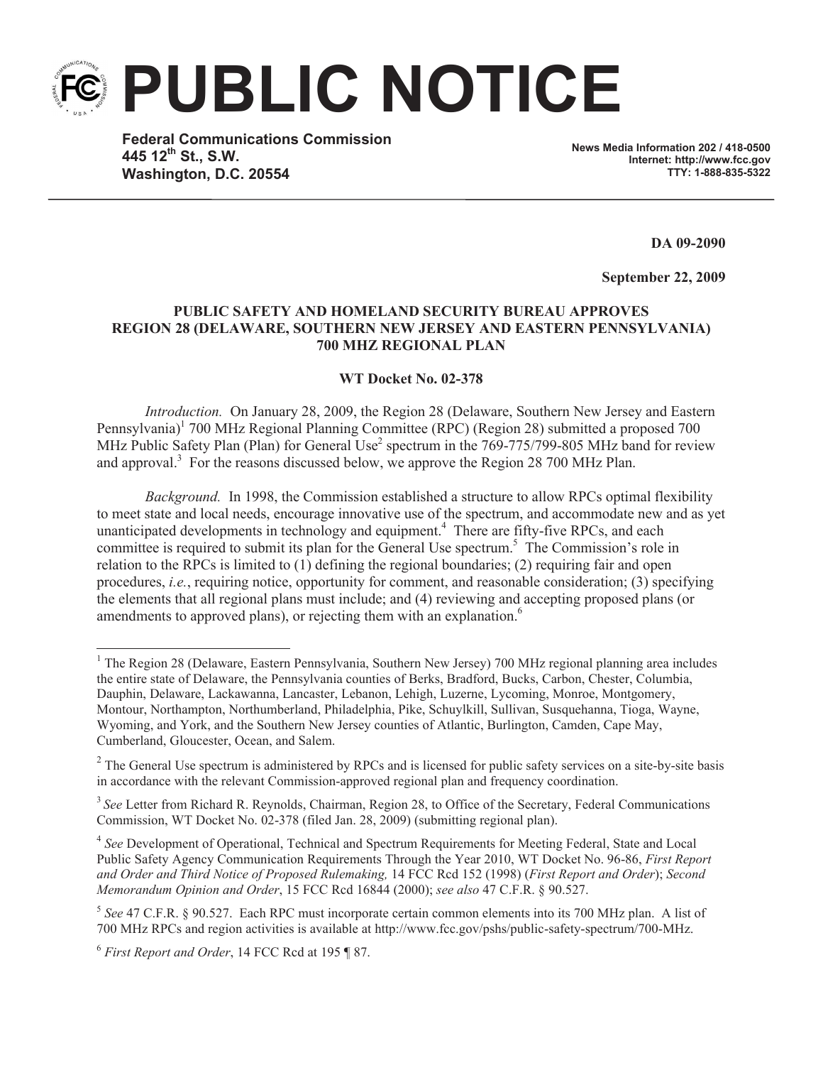# PUBLIC NOTICE

**Federal Communications Commission**
**445 12th St., S.W.**
**Washington, D.C. 20554**

**News Media Information 202 / 418-0500**
**Internet: http://www.fcc.gov**
**TTY: 1-888-835-5322**

**DA 09-2090**

**September 22, 2009**

**PUBLIC SAFETY AND HOMELAND SECURITY BUREAU APPROVES REGION 28 (DELAWARE, SOUTHERN NEW JERSEY AND EASTERN PENNSYLVANIA) 700 MHZ REGIONAL PLAN**

**WT Docket No. 02-378**

*Introduction.* On January 28, 2009, the Region 28 (Delaware, Southern New Jersey and Eastern Pennsylvania)[1] 700 MHz Regional Planning Committee (RPC) (Region 28) submitted a proposed 700 MHz Public Safety Plan (Plan) for General Use[2] spectrum in the 769-775/799-805 MHz band for review and approval.[3] For the reasons discussed below, we approve the Region 28 700 MHz Plan.

*Background.* In 1998, the Commission established a structure to allow RPCs optimal flexibility to meet state and local needs, encourage innovative use of the spectrum, and accommodate new and as yet unanticipated developments in technology and equipment.[4] There are fifty-five RPCs, and each committee is required to submit its plan for the General Use spectrum.[5] The Commission's role in relation to the RPCs is limited to (1) defining the regional boundaries; (2) requiring fair and open procedures, *i.e.*, requiring notice, opportunity for comment, and reasonable consideration; (3) specifying the elements that all regional plans must include; and (4) reviewing and accepting proposed plans (or amendments to approved plans), or rejecting them with an explanation.[6]

---

[1] The Region 28 (Delaware, Eastern Pennsylvania, Southern New Jersey) 700 MHz regional planning area includes the entire state of Delaware, the Pennsylvania counties of Berks, Bradford, Bucks, Carbon, Chester, Columbia, Dauphin, Delaware, Lackawanna, Lancaster, Lebanon, Lehigh, Luzerne, Lycoming, Monroe, Montgomery, Montour, Northampton, Northumberland, Philadelphia, Pike, Schuylkill, Sullivan, Susquehanna, Tioga, Wayne, Wyoming, and York, and the Southern New Jersey counties of Atlantic, Burlington, Camden, Cape May, Cumberland, Gloucester, Ocean, and Salem.

[2] The General Use spectrum is administered by RPCs and is licensed for public safety services on a site-by-site basis in accordance with the relevant Commission-approved regional plan and frequency coordination.

[3] *See* Letter from Richard R. Reynolds, Chairman, Region 28, to Office of the Secretary, Federal Communications Commission, WT Docket No. 02-378 (filed Jan. 28, 2009) (submitting regional plan).

[4] *See* Development of Operational, Technical and Spectrum Requirements for Meeting Federal, State and Local Public Safety Agency Communication Requirements Through the Year 2010, WT Docket No. 96-86, *First Report and Order and Third Notice of Proposed Rulemaking,* 14 FCC Rcd 152 (1998) (*First Report and Order*); *Second Memorandum Opinion and Order*, 15 FCC Rcd 16844 (2000); *see also* 47 C.F.R. § 90.527.

[5] *See* 47 C.F.R. § 90.527. Each RPC must incorporate certain common elements into its 700 MHz plan. A list of 700 MHz RPCs and region activities is available at http://www.fcc.gov/pshs/public-safety-spectrum/700-MHz.

[6] *First Report and Order*, 14 FCC Rcd at 195 ¶ 87.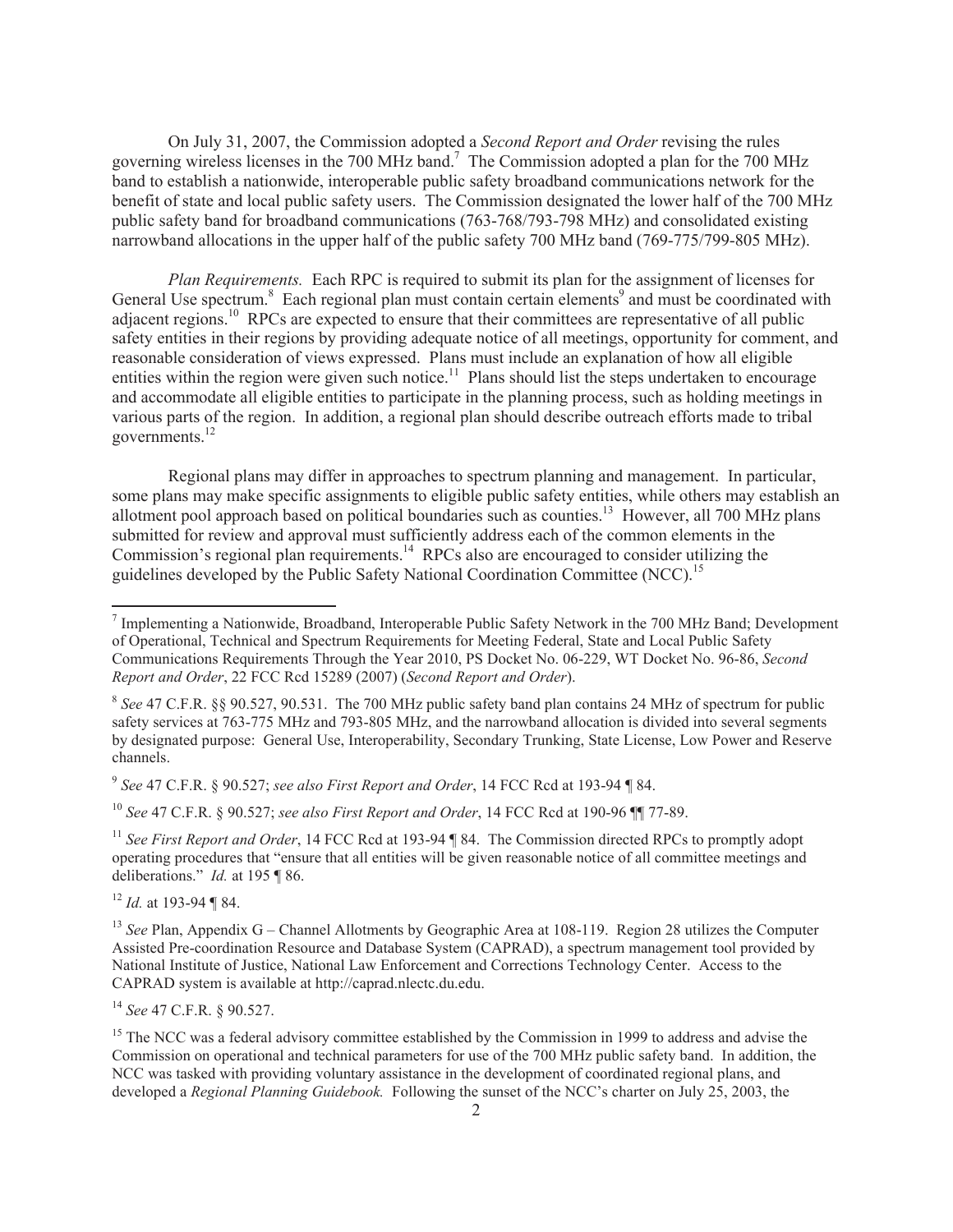On July 31, 2007, the Commission adopted a *Second Report and Order* revising the rules governing wireless licenses in the 700 MHz band.[7] The Commission adopted a plan for the 700 MHz band to establish a nationwide, interoperable public safety broadband communications network for the benefit of state and local public safety users. The Commission designated the lower half of the 700 MHz public safety band for broadband communications (763-768/793-798 MHz) and consolidated existing narrowband allocations in the upper half of the public safety 700 MHz band (769-775/799-805 MHz).

*Plan Requirements.* Each RPC is required to submit its plan for the assignment of licenses for General Use spectrum.[8] Each regional plan must contain certain elements[9] and must be coordinated with adjacent regions.[10] RPCs are expected to ensure that their committees are representative of all public safety entities in their regions by providing adequate notice of all meetings, opportunity for comment, and reasonable consideration of views expressed. Plans must include an explanation of how all eligible entities within the region were given such notice.[11] Plans should list the steps undertaken to encourage and accommodate all eligible entities to participate in the planning process, such as holding meetings in various parts of the region. In addition, a regional plan should describe outreach efforts made to tribal governments.[12]

Regional plans may differ in approaches to spectrum planning and management. In particular, some plans may make specific assignments to eligible public safety entities, while others may establish an allotment pool approach based on political boundaries such as counties.[13] However, all 700 MHz plans submitted for review and approval must sufficiently address each of the common elements in the Commission's regional plan requirements.[14] RPCs also are encouraged to consider utilizing the guidelines developed by the Public Safety National Coordination Committee (NCC).[15]

---

[7] Implementing a Nationwide, Broadband, Interoperable Public Safety Network in the 700 MHz Band; Development of Operational, Technical and Spectrum Requirements for Meeting Federal, State and Local Public Safety Communications Requirements Through the Year 2010, PS Docket No. 06-229, WT Docket No. 96-86, *Second Report and Order*, 22 FCC Rcd 15289 (2007) (*Second Report and Order*).

[8] *See* 47 C.F.R. §§ 90.527, 90.531. The 700 MHz public safety band plan contains 24 MHz of spectrum for public safety services at 763-775 MHz and 793-805 MHz, and the narrowband allocation is divided into several segments by designated purpose: General Use, Interoperability, Secondary Trunking, State License, Low Power and Reserve channels.

[9] *See* 47 C.F.R. § 90.527; *see also First Report and Order*, 14 FCC Rcd at 193-94 ¶ 84.

[10] *See* 47 C.F.R. § 90.527; *see also First Report and Order*, 14 FCC Rcd at 190-96 ¶¶ 77-89.

[11] *See First Report and Order*, 14 FCC Rcd at 193-94 ¶ 84. The Commission directed RPCs to promptly adopt operating procedures that "ensure that all entities will be given reasonable notice of all committee meetings and deliberations." *Id.* at 195 ¶ 86.

[12] *Id.* at 193-94 ¶ 84.

[13] *See* Plan, Appendix G – Channel Allotments by Geographic Area at 108-119. Region 28 utilizes the Computer Assisted Pre-coordination Resource and Database System (CAPRAD), a spectrum management tool provided by National Institute of Justice, National Law Enforcement and Corrections Technology Center. Access to the CAPRAD system is available at http://caprad.nlectc.du.edu.

[14] *See* 47 C.F.R. § 90.527.

[15] The NCC was a federal advisory committee established by the Commission in 1999 to address and advise the Commission on operational and technical parameters for use of the 700 MHz public safety band. In addition, the NCC was tasked with providing voluntary assistance in the development of coordinated regional plans, and developed a *Regional Planning Guidebook.* Following the sunset of the NCC's charter on July 25, 2003, the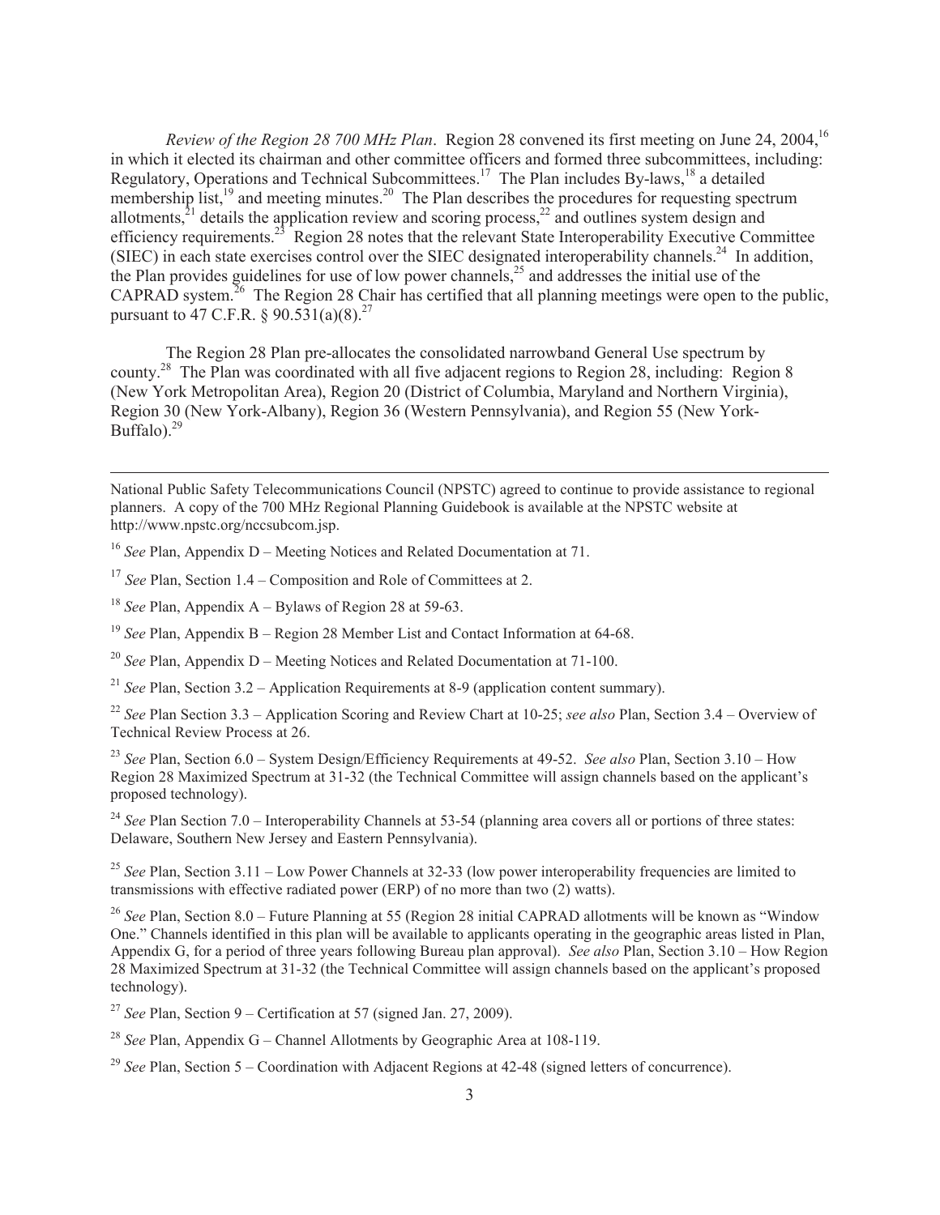*Review of the Region 28 700 MHz Plan*. Region 28 convened its first meeting on June 24, 2004,[16] in which it elected its chairman and other committee officers and formed three subcommittees, including: Regulatory, Operations and Technical Subcommittees.[17] The Plan includes By-laws,[18] a detailed membership list,[19] and meeting minutes.[20] The Plan describes the procedures for requesting spectrum allotments,[21] details the application review and scoring process,[22] and outlines system design and efficiency requirements.[23] Region 28 notes that the relevant State Interoperability Executive Committee (SIEC) in each state exercises control over the SIEC designated interoperability channels.[24] In addition, the Plan provides guidelines for use of low power channels,[25] and addresses the initial use of the CAPRAD system.[26] The Region 28 Chair has certified that all planning meetings were open to the public, pursuant to 47 C.F.R. § 90.531(a)(8).[27]

The Region 28 Plan pre-allocates the consolidated narrowband General Use spectrum by county.[28] The Plan was coordinated with all five adjacent regions to Region 28, including: Region 8 (New York Metropolitan Area), Region 20 (District of Columbia, Maryland and Northern Virginia), Region 30 (New York-Albany), Region 36 (Western Pennsylvania), and Region 55 (New York-Buffalo).[29]

---

National Public Safety Telecommunications Council (NPSTC) agreed to continue to provide assistance to regional planners. A copy of the 700 MHz Regional Planning Guidebook is available at the NPSTC website at http://www.npstc.org/nccsubcom.jsp.

[16] *See* Plan, Appendix D – Meeting Notices and Related Documentation at 71.

[17] *See* Plan, Section 1.4 – Composition and Role of Committees at 2.

[18] *See* Plan, Appendix A – Bylaws of Region 28 at 59-63.

[19] *See* Plan, Appendix B – Region 28 Member List and Contact Information at 64-68.

[20] *See* Plan, Appendix D – Meeting Notices and Related Documentation at 71-100.

[21] *See* Plan, Section 3.2 – Application Requirements at 8-9 (application content summary).

[22] *See* Plan Section 3.3 – Application Scoring and Review Chart at 10-25; *see also* Plan, Section 3.4 – Overview of Technical Review Process at 26.

[23] *See* Plan, Section 6.0 – System Design/Efficiency Requirements at 49-52. *See also* Plan, Section 3.10 – How Region 28 Maximized Spectrum at 31-32 (the Technical Committee will assign channels based on the applicant's proposed technology).

[24] *See* Plan Section 7.0 – Interoperability Channels at 53-54 (planning area covers all or portions of three states: Delaware, Southern New Jersey and Eastern Pennsylvania).

[25] *See* Plan, Section 3.11 – Low Power Channels at 32-33 (low power interoperability frequencies are limited to transmissions with effective radiated power (ERP) of no more than two (2) watts).

[26] *See* Plan, Section 8.0 – Future Planning at 55 (Region 28 initial CAPRAD allotments will be known as "Window One." Channels identified in this plan will be available to applicants operating in the geographic areas listed in Plan, Appendix G, for a period of three years following Bureau plan approval). *See also* Plan, Section 3.10 – How Region 28 Maximized Spectrum at 31-32 (the Technical Committee will assign channels based on the applicant's proposed technology).

[27] *See* Plan, Section 9 – Certification at 57 (signed Jan. 27, 2009).

[28] *See* Plan, Appendix G – Channel Allotments by Geographic Area at 108-119.

[29] *See* Plan, Section 5 – Coordination with Adjacent Regions at 42-48 (signed letters of concurrence).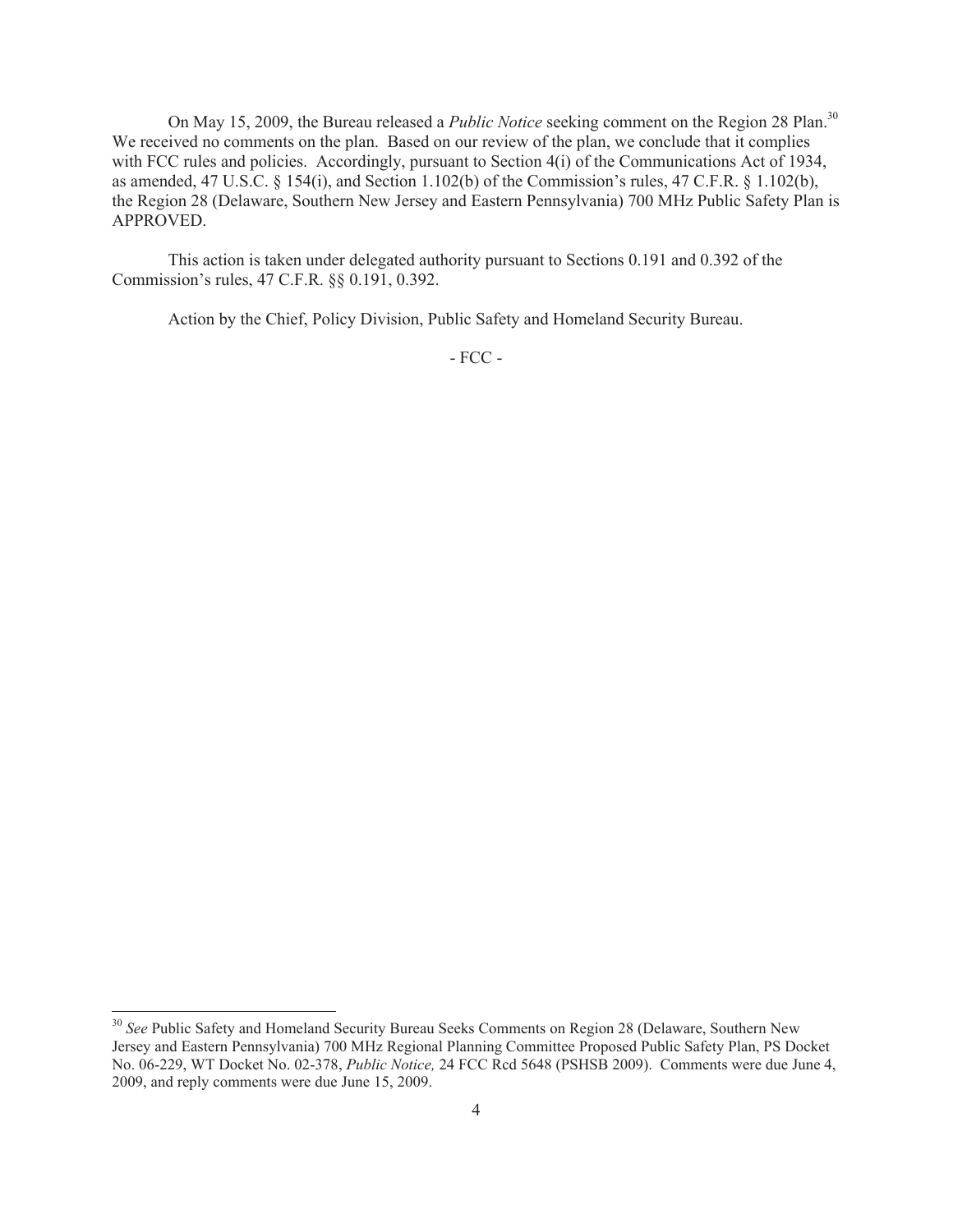On May 15, 2009, the Bureau released a *Public Notice* seeking comment on the Region 28 Plan.[30] We received no comments on the plan. Based on our review of the plan, we conclude that it complies with FCC rules and policies. Accordingly, pursuant to Section 4(i) of the Communications Act of 1934, as amended, 47 U.S.C. § 154(i), and Section 1.102(b) of the Commission's rules, 47 C.F.R. § 1.102(b), the Region 28 (Delaware, Southern New Jersey and Eastern Pennsylvania) 700 MHz Public Safety Plan is APPROVED.

This action is taken under delegated authority pursuant to Sections 0.191 and 0.392 of the Commission's rules, 47 C.F.R. §§ 0.191, 0.392.

Action by the Chief, Policy Division, Public Safety and Homeland Security Bureau.

\- FCC -

[30] *See* Public Safety and Homeland Security Bureau Seeks Comments on Region 28 (Delaware, Southern New Jersey and Eastern Pennsylvania) 700 MHz Regional Planning Committee Proposed Public Safety Plan, PS Docket No. 06-229, WT Docket No. 02-378, *Public Notice,* 24 FCC Rcd 5648 (PSHSB 2009). Comments were due June 4, 2009, and reply comments were due June 15, 2009.